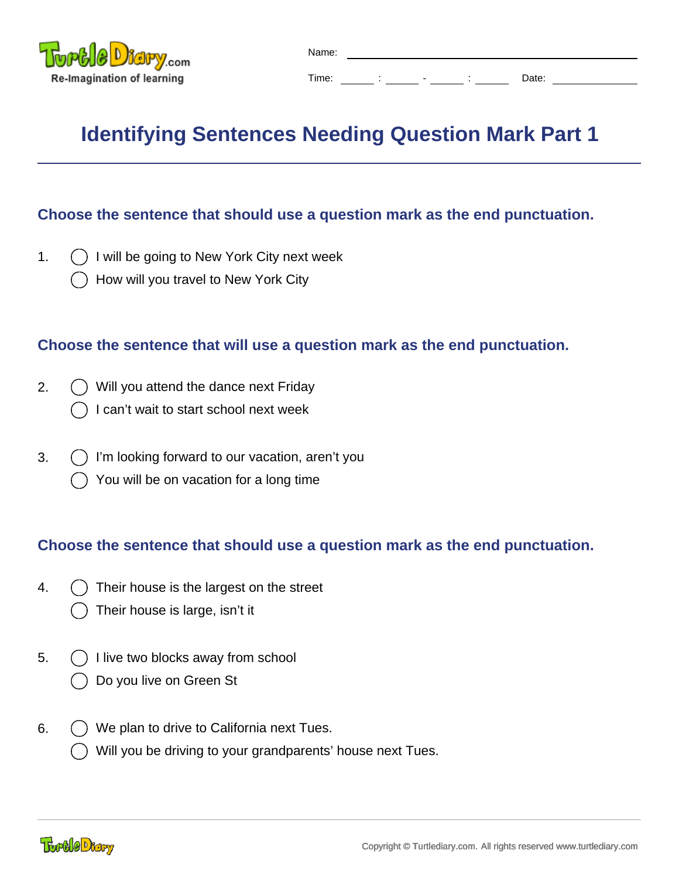Name: ______________________

Time: ___ : ___ - ___ : ___ Date: __________

# Identifying Sentences Needing Question Mark Part 1

### Choose the sentence that should use a question mark as the end punctuation.

1. ◯ I will be going to New York City next week
   ◯ How will you travel to New York City

### Choose the sentence that will use a question mark as the end punctuation.

2. ◯ Will you attend the dance next Friday
   ◯ I can't wait to start school next week

3. ◯ I'm looking forward to our vacation, aren't you
   ◯ You will be on vacation for a long time

### Choose the sentence that should use a question mark as the end punctuation.

4. ◯ Their house is the largest on the street
   ◯ Their house is large, isn't it

5. ◯ I live two blocks away from school
   ◯ Do you live on Green St

6. ◯ We plan to drive to California next Tues.
   ◯ Will you be driving to your grandparents' house next Tues.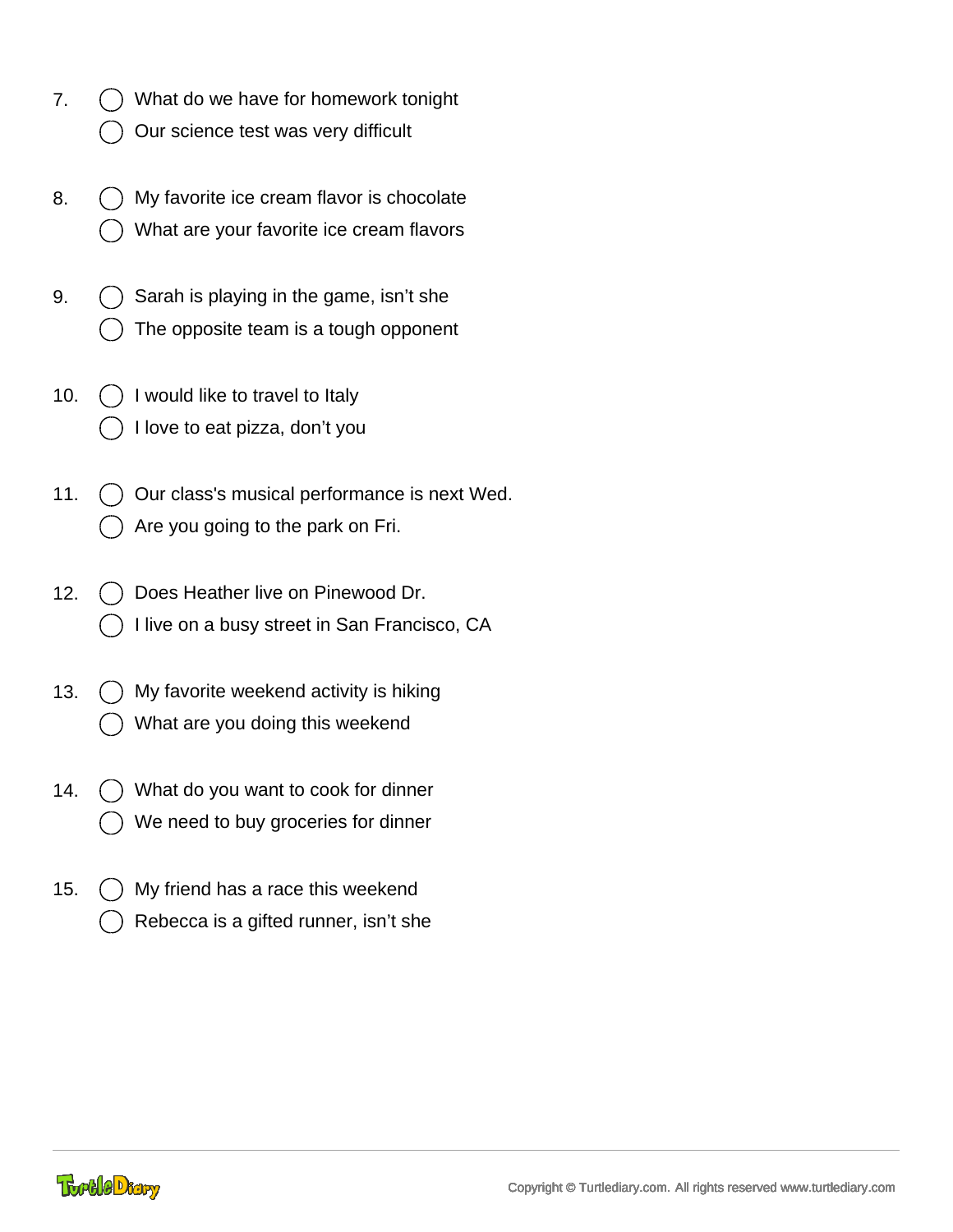7.
- ◯ What do we have for homework tonight
- ◯ Our science test was very difficult

8.
- ◯ My favorite ice cream flavor is chocolate
- ◯ What are your favorite ice cream flavors

9.
- ◯ Sarah is playing in the game, isn't she
- ◯ The opposite team is a tough opponent

10.
- ◯ I would like to travel to Italy
- ◯ I love to eat pizza, don't you

11.
- ◯ Our class's musical performance is next Wed.
- ◯ Are you going to the park on Fri.

12.
- ◯ Does Heather live on Pinewood Dr.
- ◯ I live on a busy street in San Francisco, CA

13.
- ◯ My favorite weekend activity is hiking
- ◯ What are you doing this weekend

14.
- ◯ What do you want to cook for dinner
- ◯ We need to buy groceries for dinner

15.
- ◯ My friend has a race this weekend
- ◯ Rebecca is a gifted runner, isn't she